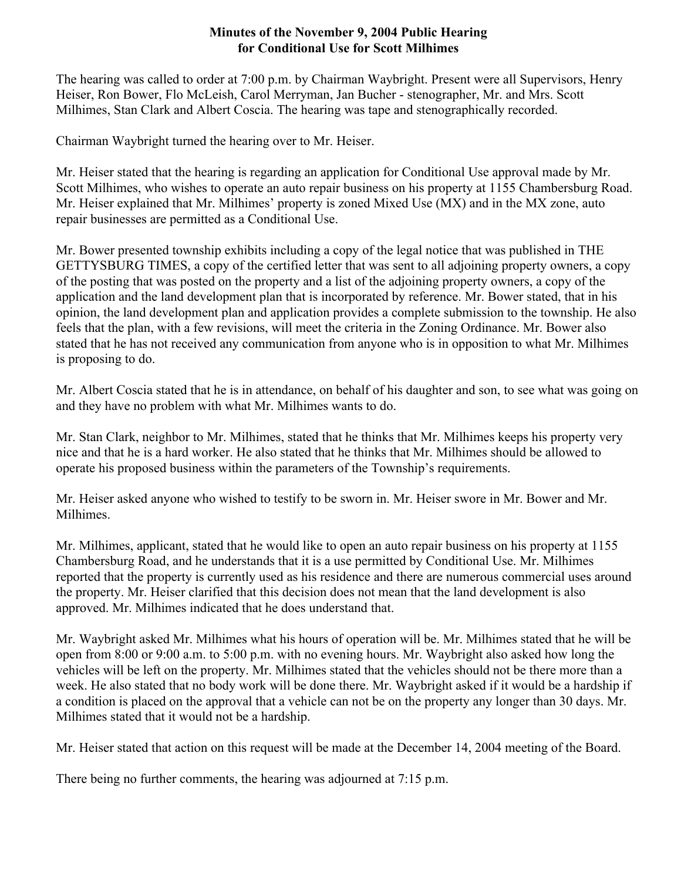# Minutes of the November 9, 2004 Public Hearing for Conditional Use for Scott Milhimes

The hearing was called to order at 7:00 p.m. by Chairman Waybright. Present were all Supervisors, Henry Heiser, Ron Bower, Flo McLeish, Carol Merryman, Jan Bucher - stenographer, Mr. and Mrs. Scott Milhimes, Stan Clark and Albert Coscia. The hearing was tape and stenographically recorded.

Chairman Waybright turned the hearing over to Mr. Heiser.

Mr. Heiser stated that the hearing is regarding an application for Conditional Use approval made by Mr. Scott Milhimes, who wishes to operate an auto repair business on his property at 1155 Chambersburg Road. Mr. Heiser explained that Mr. Milhimes' property is zoned Mixed Use (MX) and in the MX zone, auto repair businesses are permitted as a Conditional Use.

Mr. Bower presented township exhibits including a copy of the legal notice that was published in THE GETTYSBURG TIMES, a copy of the certified letter that was sent to all adjoining property owners, a copy of the posting that was posted on the property and a list of the adjoining property owners, a copy of the application and the land development plan that is incorporated by reference. Mr. Bower stated, that in his opinion, the land development plan and application provides a complete submission to the township. He also feels that the plan, with a few revisions, will meet the criteria in the Zoning Ordinance. Mr. Bower also stated that he has not received any communication from anyone who is in opposition to what Mr. Milhimes is proposing to do.

Mr. Albert Coscia stated that he is in attendance, on behalf of his daughter and son, to see what was going on and they have no problem with what Mr. Milhimes wants to do.

Mr. Stan Clark, neighbor to Mr. Milhimes, stated that he thinks that Mr. Milhimes keeps his property very nice and that he is a hard worker. He also stated that he thinks that Mr. Milhimes should be allowed to operate his proposed business within the parameters of the Township's requirements.

Mr. Heiser asked anyone who wished to testify to be sworn in. Mr. Heiser swore in Mr. Bower and Mr. Milhimes.

Mr. Milhimes, applicant, stated that he would like to open an auto repair business on his property at 1155 Chambersburg Road, and he understands that it is a use permitted by Conditional Use. Mr. Milhimes reported that the property is currently used as his residence and there are numerous commercial uses around the property. Mr. Heiser clarified that this decision does not mean that the land development is also approved. Mr. Milhimes indicated that he does understand that.

Mr. Waybright asked Mr. Milhimes what his hours of operation will be. Mr. Milhimes stated that he will be open from 8:00 or 9:00 a.m. to 5:00 p.m. with no evening hours. Mr. Waybright also asked how long the vehicles will be left on the property. Mr. Milhimes stated that the vehicles should not be there more than a week. He also stated that no body work will be done there. Mr. Waybright asked if it would be a hardship if a condition is placed on the approval that a vehicle can not be on the property any longer than 30 days. Mr. Milhimes stated that it would not be a hardship.

Mr. Heiser stated that action on this request will be made at the December 14, 2004 meeting of the Board.

There being no further comments, the hearing was adjourned at 7:15 p.m.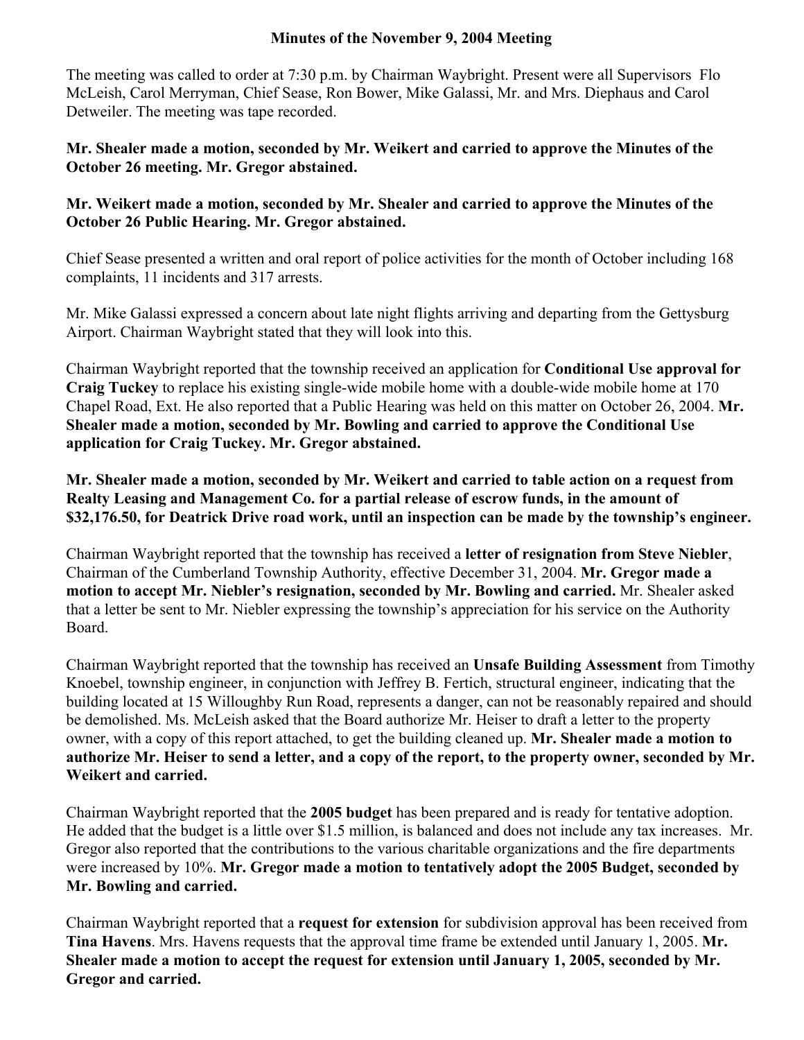**Minutes of the November 9, 2004 Meeting**

The meeting was called to order at 7:30 p.m. by Chairman Waybright. Present were all Supervisors Flo McLeish, Carol Merryman, Chief Sease, Ron Bower, Mike Galassi, Mr. and Mrs. Diephaus and Carol Detweiler. The meeting was tape recorded.

**Mr. Shealer made a motion, seconded by Mr. Weikert and carried to approve the Minutes of the October 26 meeting. Mr. Gregor abstained.**

**Mr. Weikert made a motion, seconded by Mr. Shealer and carried to approve the Minutes of the October 26 Public Hearing. Mr. Gregor abstained.**

Chief Sease presented a written and oral report of police activities for the month of October including 168 complaints, 11 incidents and 317 arrests.

Mr. Mike Galassi expressed a concern about late night flights arriving and departing from the Gettysburg Airport. Chairman Waybright stated that they will look into this.

Chairman Waybright reported that the township received an application for **Conditional Use approval for Craig Tuckey** to replace his existing single-wide mobile home with a double-wide mobile home at 170 Chapel Road, Ext. He also reported that a Public Hearing was held on this matter on October 26, 2004. **Mr. Shealer made a motion, seconded by Mr. Bowling and carried to approve the Conditional Use application for Craig Tuckey. Mr. Gregor abstained.**

**Mr. Shealer made a motion, seconded by Mr. Weikert and carried to table action on a request from Realty Leasing and Management Co. for a partial release of escrow funds, in the amount of $32,176.50, for Deatrick Drive road work, until an inspection can be made by the township's engineer.**

Chairman Waybright reported that the township has received a **letter of resignation from Steve Niebler**, Chairman of the Cumberland Township Authority, effective December 31, 2004. **Mr. Gregor made a motion to accept Mr. Niebler's resignation, seconded by Mr. Bowling and carried.** Mr. Shealer asked that a letter be sent to Mr. Niebler expressing the township's appreciation for his service on the Authority Board.

Chairman Waybright reported that the township has received an **Unsafe Building Assessment** from Timothy Knoebel, township engineer, in conjunction with Jeffrey B. Fertich, structural engineer, indicating that the building located at 15 Willoughby Run Road, represents a danger, can not be reasonably repaired and should be demolished. Ms. McLeish asked that the Board authorize Mr. Heiser to draft a letter to the property owner, with a copy of this report attached, to get the building cleaned up. **Mr. Shealer made a motion to authorize Mr. Heiser to send a letter, and a copy of the report, to the property owner, seconded by Mr. Weikert and carried.**

Chairman Waybright reported that the **2005 budget** has been prepared and is ready for tentative adoption. He added that the budget is a little over $1.5 million, is balanced and does not include any tax increases. Mr. Gregor also reported that the contributions to the various charitable organizations and the fire departments were increased by 10%. **Mr. Gregor made a motion to tentatively adopt the 2005 Budget, seconded by Mr. Bowling and carried.**

Chairman Waybright reported that a **request for extension** for subdivision approval has been received from **Tina Havens**. Mrs. Havens requests that the approval time frame be extended until January 1, 2005. **Mr. Shealer made a motion to accept the request for extension until January 1, 2005, seconded by Mr. Gregor and carried.**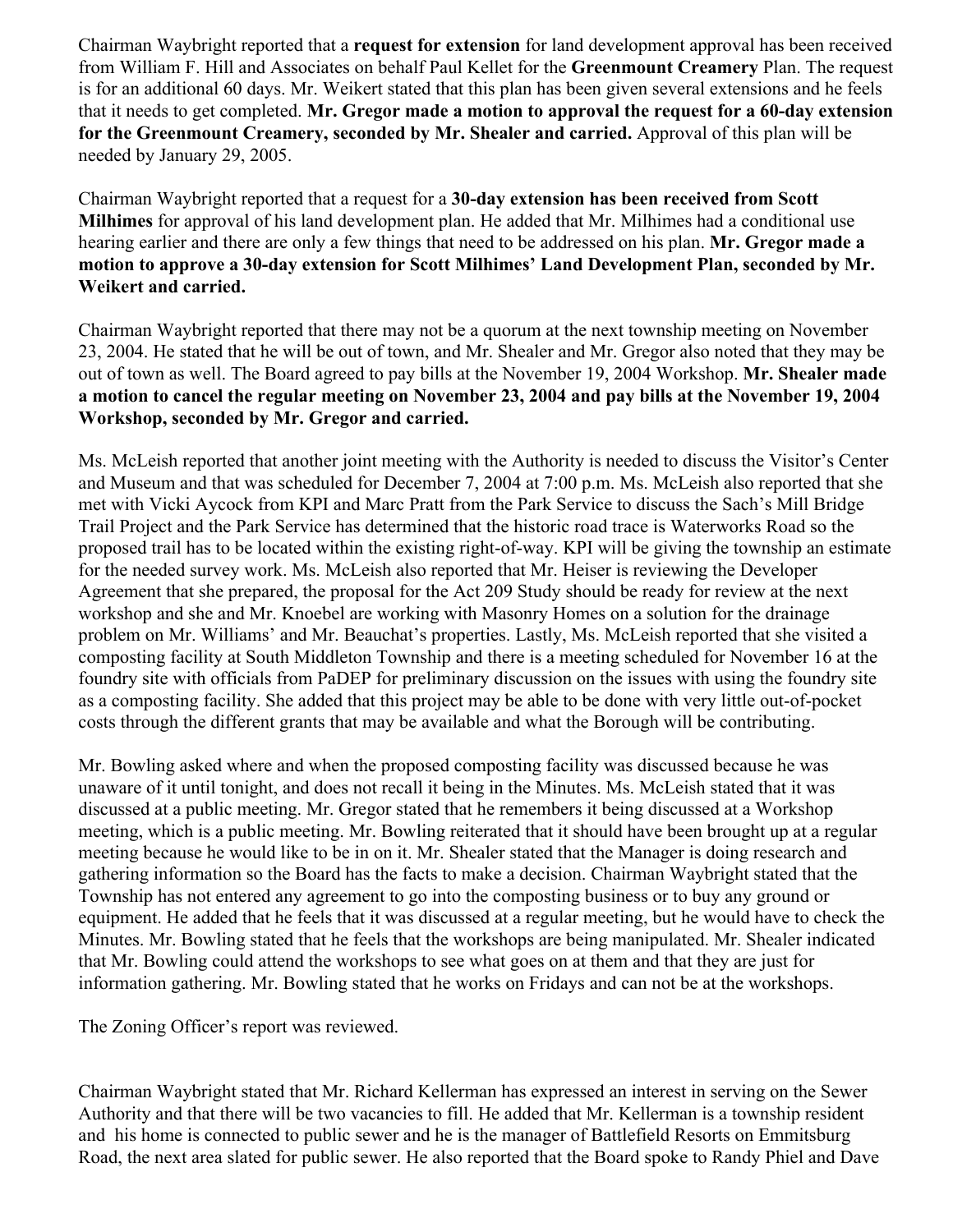Chairman Waybright reported that a **request for extension** for land development approval has been received from William F. Hill and Associates on behalf Paul Kellet for the **Greenmount Creamery** Plan. The request is for an additional 60 days. Mr. Weikert stated that this plan has been given several extensions and he feels that it needs to get completed. **Mr. Gregor made a motion to approval the request for a 60-day extension for the Greenmount Creamery, seconded by Mr. Shealer and carried.** Approval of this plan will be needed by January 29, 2005.

Chairman Waybright reported that a request for a **30-day extension has been received from Scott Milhimes** for approval of his land development plan. He added that Mr. Milhimes had a conditional use hearing earlier and there are only a few things that need to be addressed on his plan. **Mr. Gregor made a motion to approve a 30-day extension for Scott Milhimes' Land Development Plan, seconded by Mr. Weikert and carried.**

Chairman Waybright reported that there may not be a quorum at the next township meeting on November 23, 2004. He stated that he will be out of town, and Mr. Shealer and Mr. Gregor also noted that they may be out of town as well. The Board agreed to pay bills at the November 19, 2004 Workshop. **Mr. Shealer made a motion to cancel the regular meeting on November 23, 2004 and pay bills at the November 19, 2004 Workshop, seconded by Mr. Gregor and carried.**

Ms. McLeish reported that another joint meeting with the Authority is needed to discuss the Visitor's Center and Museum and that was scheduled for December 7, 2004 at 7:00 p.m. Ms. McLeish also reported that she met with Vicki Aycock from KPI and Marc Pratt from the Park Service to discuss the Sach's Mill Bridge Trail Project and the Park Service has determined that the historic road trace is Waterworks Road so the proposed trail has to be located within the existing right-of-way. KPI will be giving the township an estimate for the needed survey work. Ms. McLeish also reported that Mr. Heiser is reviewing the Developer Agreement that she prepared, the proposal for the Act 209 Study should be ready for review at the next workshop and she and Mr. Knoebel are working with Masonry Homes on a solution for the drainage problem on Mr. Williams' and Mr. Beauchat's properties. Lastly, Ms. McLeish reported that she visited a composting facility at South Middleton Township and there is a meeting scheduled for November 16 at the foundry site with officials from PaDEP for preliminary discussion on the issues with using the foundry site as a composting facility. She added that this project may be able to be done with very little out-of-pocket costs through the different grants that may be available and what the Borough will be contributing.

Mr. Bowling asked where and when the proposed composting facility was discussed because he was unaware of it until tonight, and does not recall it being in the Minutes. Ms. McLeish stated that it was discussed at a public meeting. Mr. Gregor stated that he remembers it being discussed at a Workshop meeting, which is a public meeting. Mr. Bowling reiterated that it should have been brought up at a regular meeting because he would like to be in on it. Mr. Shealer stated that the Manager is doing research and gathering information so the Board has the facts to make a decision. Chairman Waybright stated that the Township has not entered any agreement to go into the composting business or to buy any ground or equipment. He added that he feels that it was discussed at a regular meeting, but he would have to check the Minutes. Mr. Bowling stated that he feels that the workshops are being manipulated. Mr. Shealer indicated that Mr. Bowling could attend the workshops to see what goes on at them and that they are just for information gathering. Mr. Bowling stated that he works on Fridays and can not be at the workshops.

The Zoning Officer's report was reviewed.

Chairman Waybright stated that Mr. Richard Kellerman has expressed an interest in serving on the Sewer Authority and that there will be two vacancies to fill. He added that Mr. Kellerman is a township resident and his home is connected to public sewer and he is the manager of Battlefield Resorts on Emmitsburg Road, the next area slated for public sewer. He also reported that the Board spoke to Randy Phiel and Dave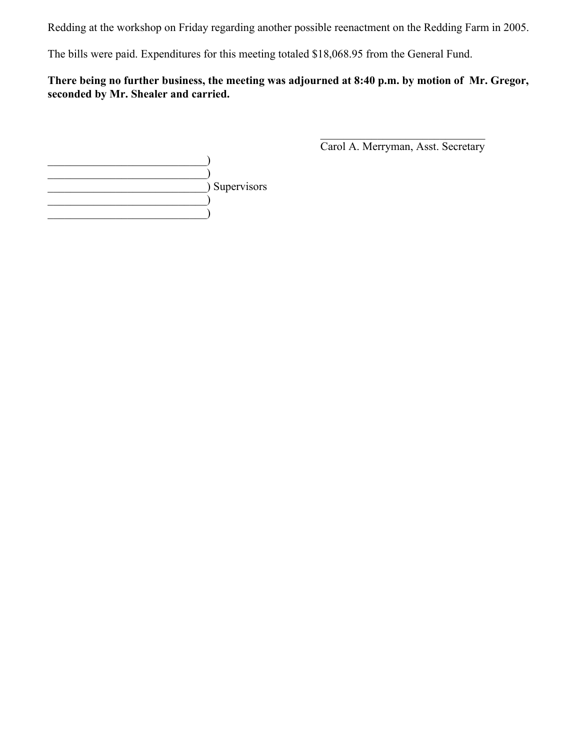Redding at the workshop on Friday regarding another possible reenactment on the Redding Farm in 2005.

The bills were paid. Expenditures for this meeting totaled $18,068.95 from the General Fund.

**There being no further business, the meeting was adjourned at 8:40 p.m. by motion of Mr. Gregor, seconded by Mr. Shealer and carried.**

\_\_\_\_\_\_\_\_\_\_\_\_\_\_\_\_\_\_\_\_\_\_\_\_\_\_\_\_\_\_
Carol A. Merryman, Asst. Secretary

\_\_\_\_\_\_\_\_\_\_\_\_\_\_\_\_\_\_\_\_\_\_\_\_\_\_\_\_\_\_)
\_\_\_\_\_\_\_\_\_\_\_\_\_\_\_\_\_\_\_\_\_\_\_\_\_\_\_\_\_\_)
\_\_\_\_\_\_\_\_\_\_\_\_\_\_\_\_\_\_\_\_\_\_\_\_\_\_\_\_\_\_) Supervisors
\_\_\_\_\_\_\_\_\_\_\_\_\_\_\_\_\_\_\_\_\_\_\_\_\_\_\_\_\_\_)
\_\_\_\_\_\_\_\_\_\_\_\_\_\_\_\_\_\_\_\_\_\_\_\_\_\_\_\_\_\_)